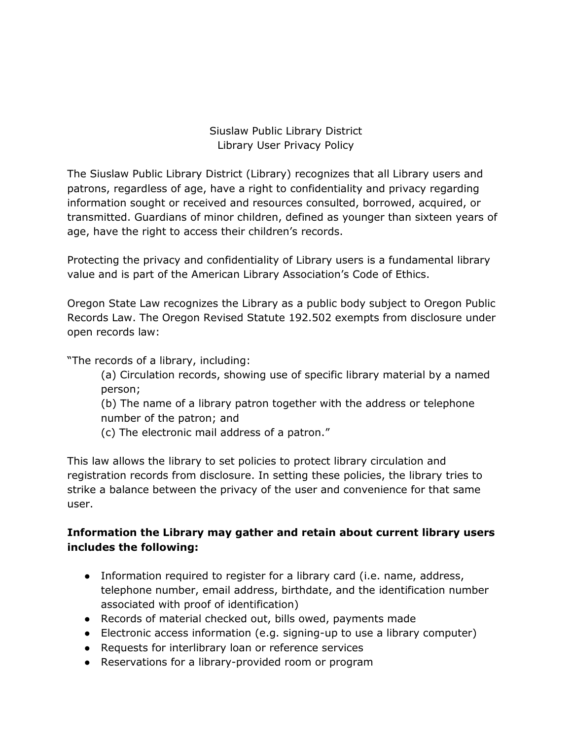# Siuslaw Public Library District
## Library User Privacy Policy

The Siuslaw Public Library District (Library) recognizes that all Library users and patrons, regardless of age, have a right to confidentiality and privacy regarding information sought or received and resources consulted, borrowed, acquired, or transmitted. Guardians of minor children, defined as younger than sixteen years of age, have the right to access their children's records.

Protecting the privacy and confidentiality of Library users is a fundamental library value and is part of the American Library Association's Code of Ethics.

Oregon State Law recognizes the Library as a public body subject to Oregon Public Records Law. The Oregon Revised Statute 192.502 exempts from disclosure under open records law:

"The records of a library, including:

> (a) Circulation records, showing use of specific library material by a named person;
>
> (b) The name of a library patron together with the address or telephone number of the patron; and
>
> (c) The electronic mail address of a patron."

This law allows the library to set policies to protect library circulation and registration records from disclosure. In setting these policies, the library tries to strike a balance between the privacy of the user and convenience for that same user.

**Information the Library may gather and retain about current library users includes the following:**

- Information required to register for a library card (i.e. name, address, telephone number, email address, birthdate, and the identification number associated with proof of identification)
- Records of material checked out, bills owed, payments made
- Electronic access information (e.g. signing-up to use a library computer)
- Requests for interlibrary loan or reference services
- Reservations for a library-provided room or program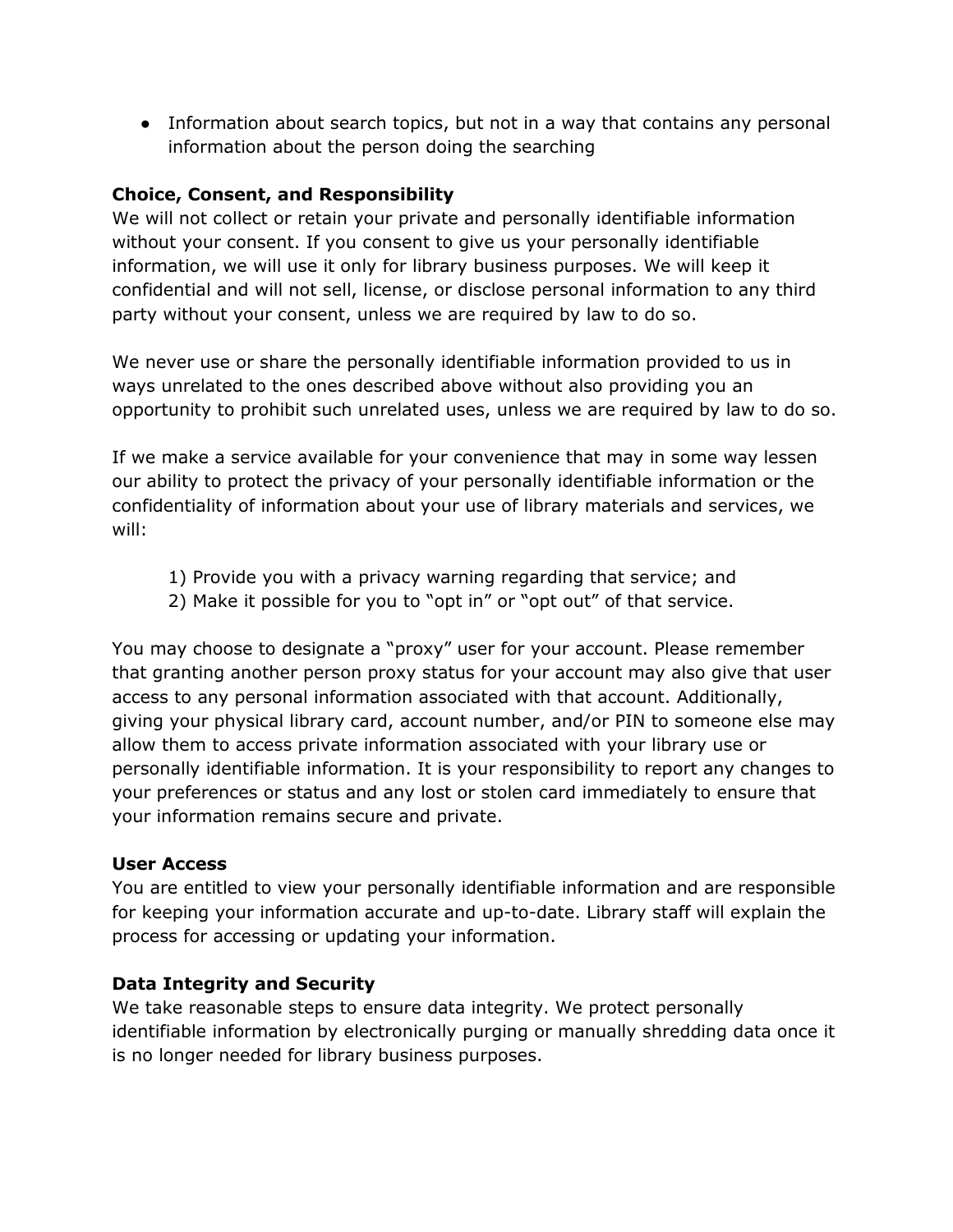- Information about search topics, but not in a way that contains any personal information about the person doing the searching

**Choice, Consent, and Responsibility**
We will not collect or retain your private and personally identifiable information without your consent. If you consent to give us your personally identifiable information, we will use it only for library business purposes. We will keep it confidential and will not sell, license, or disclose personal information to any third party without your consent, unless we are required by law to do so.

We never use or share the personally identifiable information provided to us in ways unrelated to the ones described above without also providing you an opportunity to prohibit such unrelated uses, unless we are required by law to do so.

If we make a service available for your convenience that may in some way lessen our ability to protect the privacy of your personally identifiable information or the confidentiality of information about your use of library materials and services, we will:

1) Provide you with a privacy warning regarding that service; and
2) Make it possible for you to "opt in" or "opt out" of that service.

You may choose to designate a "proxy" user for your account. Please remember that granting another person proxy status for your account may also give that user access to any personal information associated with that account. Additionally, giving your physical library card, account number, and/or PIN to someone else may allow them to access private information associated with your library use or personally identifiable information. It is your responsibility to report any changes to your preferences or status and any lost or stolen card immediately to ensure that your information remains secure and private.

**User Access**
You are entitled to view your personally identifiable information and are responsible for keeping your information accurate and up-to-date. Library staff will explain the process for accessing or updating your information.

**Data Integrity and Security**
We take reasonable steps to ensure data integrity. We protect personally identifiable information by electronically purging or manually shredding data once it is no longer needed for library business purposes.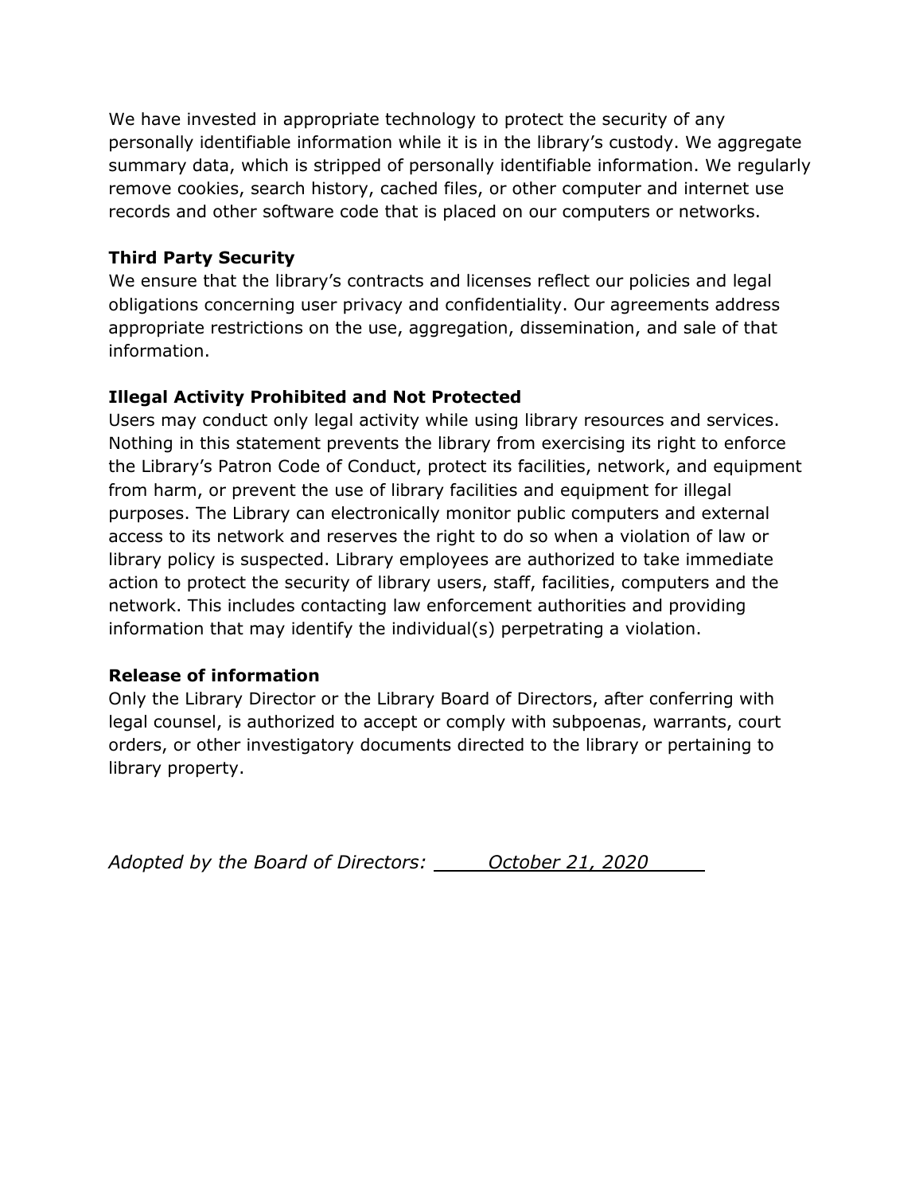We have invested in appropriate technology to protect the security of any personally identifiable information while it is in the library's custody. We aggregate summary data, which is stripped of personally identifiable information. We regularly remove cookies, search history, cached files, or other computer and internet use records and other software code that is placed on our computers or networks.

**Third Party Security**

We ensure that the library's contracts and licenses reflect our policies and legal obligations concerning user privacy and confidentiality. Our agreements address appropriate restrictions on the use, aggregation, dissemination, and sale of that information.

**Illegal Activity Prohibited and Not Protected**

Users may conduct only legal activity while using library resources and services. Nothing in this statement prevents the library from exercising its right to enforce the Library's Patron Code of Conduct, protect its facilities, network, and equipment from harm, or prevent the use of library facilities and equipment for illegal purposes. The Library can electronically monitor public computers and external access to its network and reserves the right to do so when a violation of law or library policy is suspected. Library employees are authorized to take immediate action to protect the security of library users, staff, facilities, computers and the network. This includes contacting law enforcement authorities and providing information that may identify the individual(s) perpetrating a violation.

**Release of information**

Only the Library Director or the Library Board of Directors, after conferring with legal counsel, is authorized to accept or comply with subpoenas, warrants, court orders, or other investigatory documents directed to the library or pertaining to library property.

*Adopted by the Board of Directors: October 21, 2020*